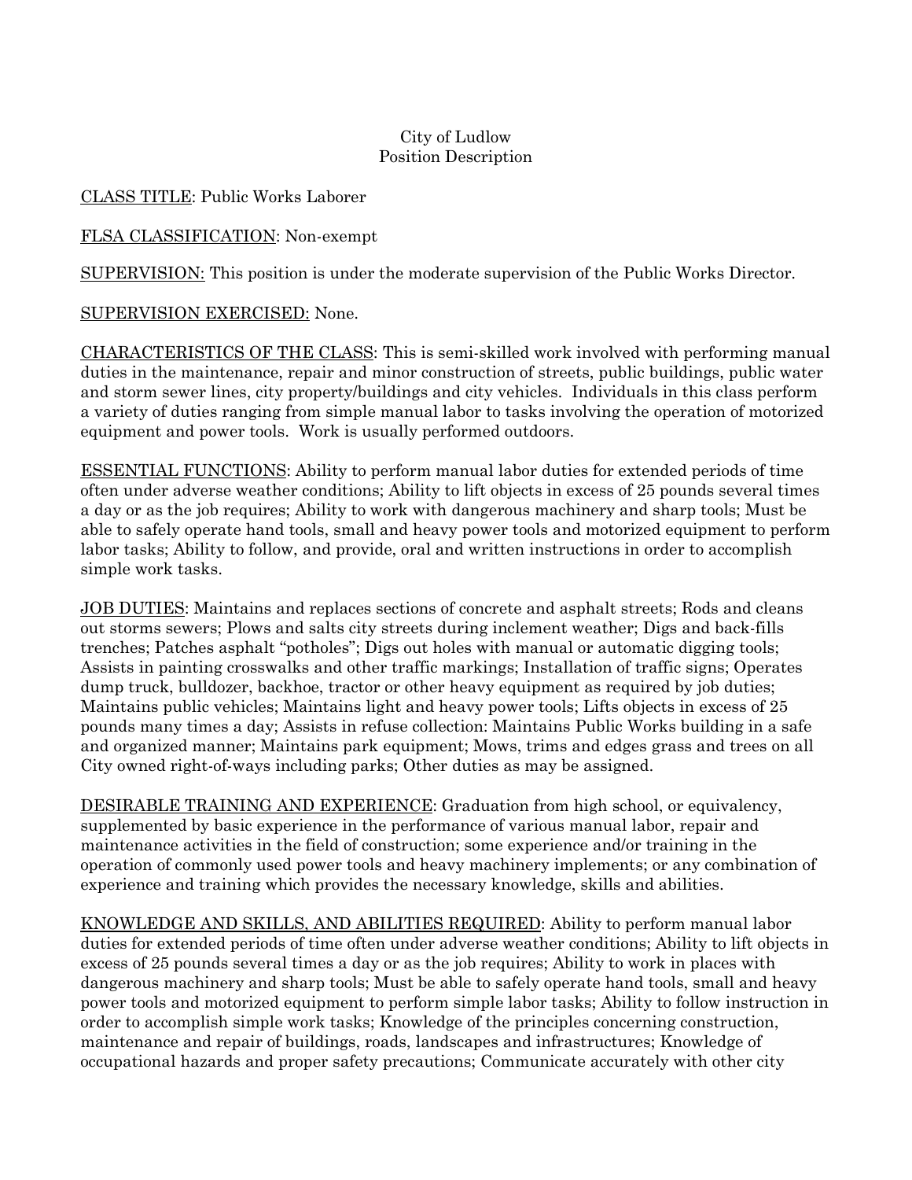City of Ludlow
Position Description

CLASS TITLE: Public Works Laborer

FLSA CLASSIFICATION: Non-exempt

SUPERVISION: This position is under the moderate supervision of the Public Works Director.

SUPERVISION EXERCISED: None.

CHARACTERISTICS OF THE CLASS: This is semi-skilled work involved with performing manual duties in the maintenance, repair and minor construction of streets, public buildings, public water and storm sewer lines, city property/buildings and city vehicles. Individuals in this class perform a variety of duties ranging from simple manual labor to tasks involving the operation of motorized equipment and power tools. Work is usually performed outdoors.

ESSENTIAL FUNCTIONS: Ability to perform manual labor duties for extended periods of time often under adverse weather conditions; Ability to lift objects in excess of 25 pounds several times a day or as the job requires; Ability to work with dangerous machinery and sharp tools; Must be able to safely operate hand tools, small and heavy power tools and motorized equipment to perform labor tasks; Ability to follow, and provide, oral and written instructions in order to accomplish simple work tasks.

JOB DUTIES: Maintains and replaces sections of concrete and asphalt streets; Rods and cleans out storms sewers; Plows and salts city streets during inclement weather; Digs and back-fills trenches; Patches asphalt "potholes"; Digs out holes with manual or automatic digging tools; Assists in painting crosswalks and other traffic markings; Installation of traffic signs; Operates dump truck, bulldozer, backhoe, tractor or other heavy equipment as required by job duties; Maintains public vehicles; Maintains light and heavy power tools; Lifts objects in excess of 25 pounds many times a day; Assists in refuse collection: Maintains Public Works building in a safe and organized manner; Maintains park equipment; Mows, trims and edges grass and trees on all City owned right-of-ways including parks; Other duties as may be assigned.

DESIRABLE TRAINING AND EXPERIENCE: Graduation from high school, or equivalency, supplemented by basic experience in the performance of various manual labor, repair and maintenance activities in the field of construction; some experience and/or training in the operation of commonly used power tools and heavy machinery implements; or any combination of experience and training which provides the necessary knowledge, skills and abilities.

KNOWLEDGE AND SKILLS, AND ABILITIES REQUIRED: Ability to perform manual labor duties for extended periods of time often under adverse weather conditions; Ability to lift objects in excess of 25 pounds several times a day or as the job requires; Ability to work in places with dangerous machinery and sharp tools; Must be able to safely operate hand tools, small and heavy power tools and motorized equipment to perform simple labor tasks; Ability to follow instruction in order to accomplish simple work tasks; Knowledge of the principles concerning construction, maintenance and repair of buildings, roads, landscapes and infrastructures; Knowledge of occupational hazards and proper safety precautions; Communicate accurately with other city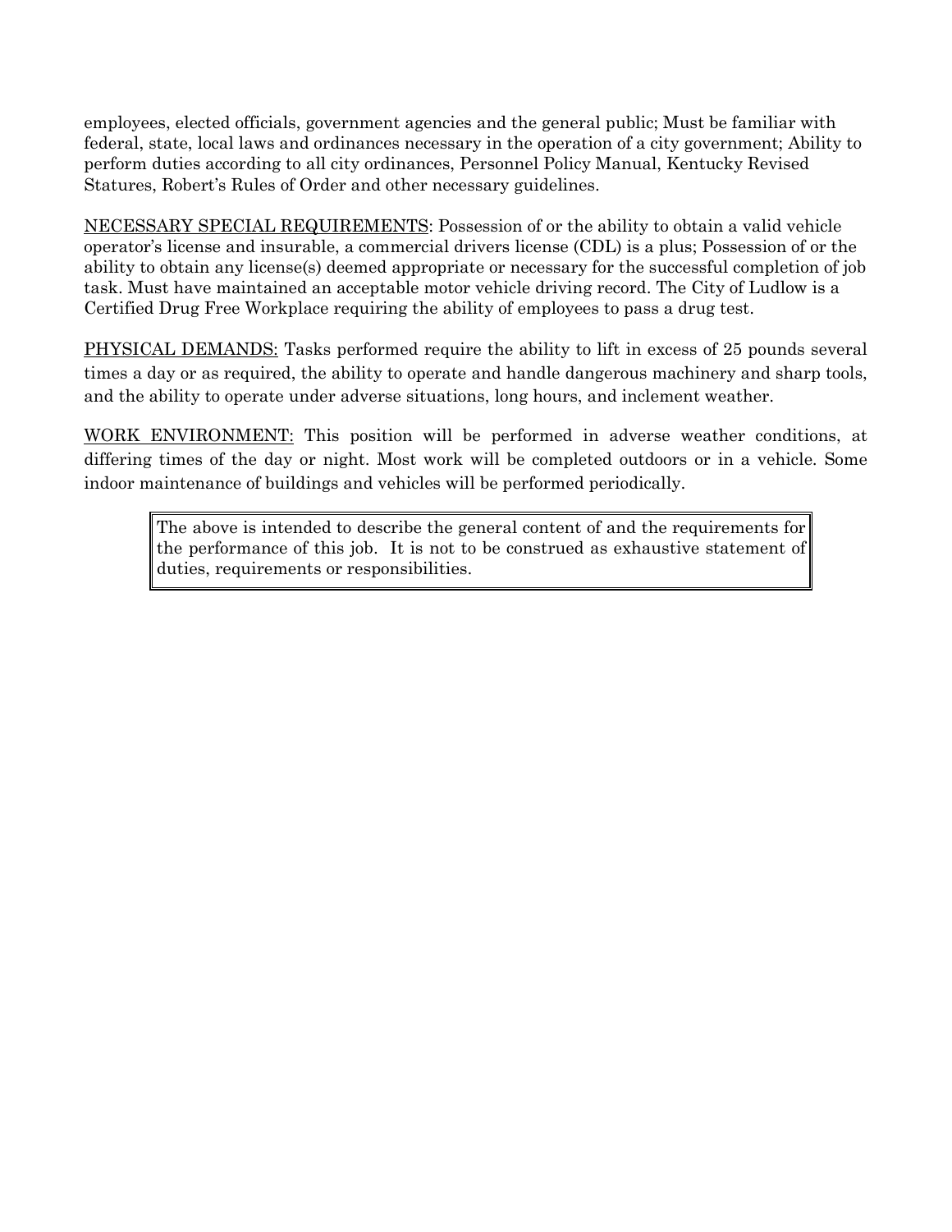employees, elected officials, government agencies and the general public; Must be familiar with federal, state, local laws and ordinances necessary in the operation of a city government; Ability to perform duties according to all city ordinances, Personnel Policy Manual, Kentucky Revised Statures, Robert's Rules of Order and other necessary guidelines.

<u>NECESSARY SPECIAL REQUIREMENTS</u>: Possession of or the ability to obtain a valid vehicle operator's license and insurable, a commercial drivers license (CDL) is a plus; Possession of or the ability to obtain any license(s) deemed appropriate or necessary for the successful completion of job task. Must have maintained an acceptable motor vehicle driving record. The City of Ludlow is a Certified Drug Free Workplace requiring the ability of employees to pass a drug test.

<u>PHYSICAL DEMANDS:</u> Tasks performed require the ability to lift in excess of 25 pounds several times a day or as required, the ability to operate and handle dangerous machinery and sharp tools, and the ability to operate under adverse situations, long hours, and inclement weather.

<u>WORK ENVIRONMENT:</u> This position will be performed in adverse weather conditions, at differing times of the day or night. Most work will be completed outdoors or in a vehicle. Some indoor maintenance of buildings and vehicles will be performed periodically.

> The above is intended to describe the general content of and the requirements for the performance of this job. It is not to be construed as exhaustive statement of duties, requirements or responsibilities.